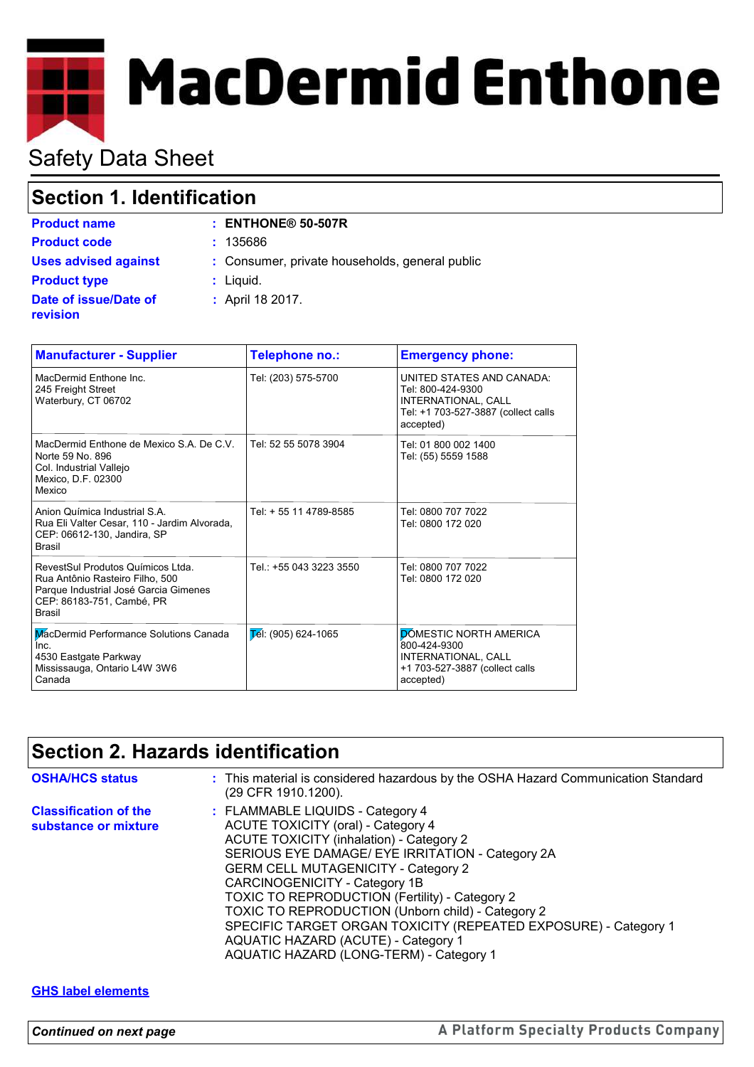# MacDermid Enthone

## Safety Data Sheet

## Section 1. Identification

**Product name** : **ENTHONE® 50-507R**

**Product code** : 135686

**Uses advised against** : Consumer, private households, general public

**Product type** : Liquid.

**Date of issue/Date of revision** : April 18 2017.

| Manufacturer - Supplier | Telephone no.: | Emergency phone: |
| --- | --- | --- |
| MacDermid Enthone Inc.<br>245 Freight Street<br>Waterbury, CT 06702 | Tel: (203) 575-5700 | UNITED STATES AND CANADA:<br>Tel: 800-424-9300<br>INTERNATIONAL, CALL<br>Tel: +1 703-527-3887 (collect calls accepted) |
| MacDermid Enthone de Mexico S.A. De C.V.<br>Norte 59 No. 896<br>Col. Industrial Vallejo<br>Mexico, D.F. 02300<br>Mexico | Tel: 52 55 5078 3904 | Tel: 01 800 002 1400<br>Tel: (55) 5559 1588 |
| Anion Química Industrial S.A.<br>Rua Eli Valter Cesar, 110 - Jardim Alvorada,<br>CEP: 06612-130, Jandira, SP<br>Brasil | Tel: + 55 11 4789-8585 | Tel: 0800 707 7022<br>Tel: 0800 172 020 |
| RevestSul Produtos Químicos Ltda.<br>Rua Antônio Rasteiro Filho, 500<br>Parque Industrial José Garcia Gimenes<br>CEP: 86183-751, Cambé, PR<br>Brasil | Tel.: +55 043 3223 3550 | Tel: 0800 707 7022<br>Tel: 0800 172 020 |
| MacDermid Performance Solutions Canada Inc.<br>4530 Eastgate Parkway<br>Mississauga, Ontario L4W 3W6<br>Canada | Tel: (905) 624-1065 | DOMESTIC NORTH AMERICA<br>800-424-9300<br>INTERNATIONAL, CALL<br>+1 703-527-3887 (collect calls accepted) |

## Section 2. Hazards identification

**OSHA/HCS status** : This material is considered hazardous by the OSHA Hazard Communication Standard (29 CFR 1910.1200).

**Classification of the substance or mixture** :
FLAMMABLE LIQUIDS - Category 4
ACUTE TOXICITY (oral) - Category 4
ACUTE TOXICITY (inhalation) - Category 2
SERIOUS EYE DAMAGE/ EYE IRRITATION - Category 2A
GERM CELL MUTAGENICITY - Category 2
CARCINOGENICITY - Category 1B
TOXIC TO REPRODUCTION (Fertility) - Category 2
TOXIC TO REPRODUCTION (Unborn child) - Category 2
SPECIFIC TARGET ORGAN TOXICITY (REPEATED EXPOSURE) - Category 1
AQUATIC HAZARD (ACUTE) - Category 1
AQUATIC HAZARD (LONG-TERM) - Category 1

**GHS label elements**

*Continued on next page*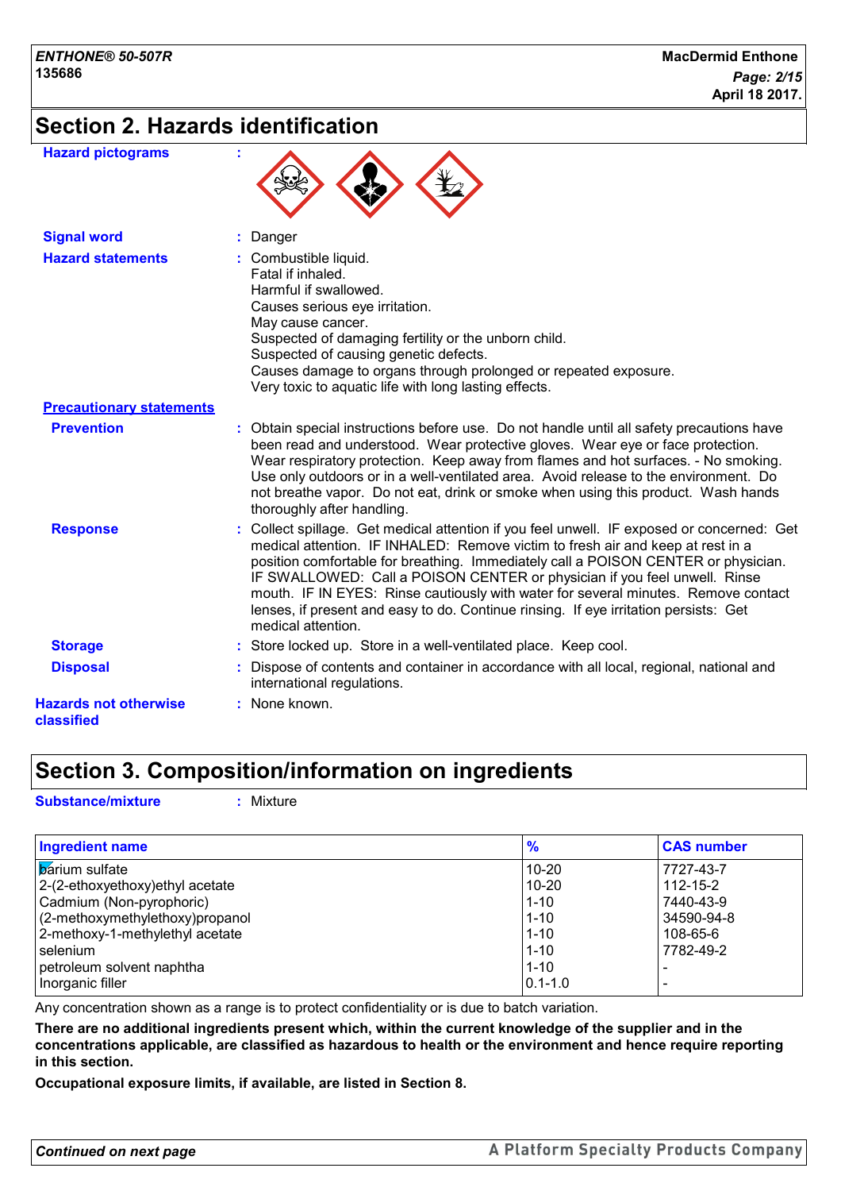## Section 2. Hazards identification

**Hazard pictograms** :

**Signal word** : Danger

**Hazard statements** : Combustible liquid.
Fatal if inhaled.
Harmful if swallowed.
Causes serious eye irritation.
May cause cancer.
Suspected of damaging fertility or the unborn child.
Suspected of causing genetic defects.
Causes damage to organs through prolonged or repeated exposure.
Very toxic to aquatic life with long lasting effects.

**Precautionary statements**

**Prevention** : Obtain special instructions before use. Do not handle until all safety precautions have been read and understood. Wear protective gloves. Wear eye or face protection. Wear respiratory protection. Keep away from flames and hot surfaces. - No smoking. Use only outdoors or in a well-ventilated area. Avoid release to the environment. Do not breathe vapor. Do not eat, drink or smoke when using this product. Wash hands thoroughly after handling.

**Response** : Collect spillage. Get medical attention if you feel unwell. IF exposed or concerned: Get medical attention. IF INHALED: Remove victim to fresh air and keep at rest in a position comfortable for breathing. Immediately call a POISON CENTER or physician. IF SWALLOWED: Call a POISON CENTER or physician if you feel unwell. Rinse mouth. IF IN EYES: Rinse cautiously with water for several minutes. Remove contact lenses, if present and easy to do. Continue rinsing. If eye irritation persists: Get medical attention.

**Storage** : Store locked up. Store in a well-ventilated place. Keep cool.

**Disposal** : Dispose of contents and container in accordance with all local, regional, national and international regulations.

**Hazards not otherwise classified** : None known.

## Section 3. Composition/information on ingredients

**Substance/mixture** : Mixture

| Ingredient name | % | CAS number |
|---|---|---|
| barium sulfate | 10-20 | 7727-43-7 |
| 2-(2-ethoxyethoxy)ethyl acetate | 10-20 | 112-15-2 |
| Cadmium (Non-pyrophoric) | 1-10 | 7440-43-9 |
| (2-methoxymethylethoxy)propanol | 1-10 | 34590-94-8 |
| 2-methoxy-1-methylethyl acetate | 1-10 | 108-65-6 |
| selenium | 1-10 | 7782-49-2 |
| petroleum solvent naphtha | 1-10 | - |
| Inorganic filler | 0.1-1.0 | - |

Any concentration shown as a range is to protect confidentiality or is due to batch variation.

**There are no additional ingredients present which, within the current knowledge of the supplier and in the concentrations applicable, are classified as hazardous to health or the environment and hence require reporting in this section.**

**Occupational exposure limits, if available, are listed in Section 8.**

*Continued on next page*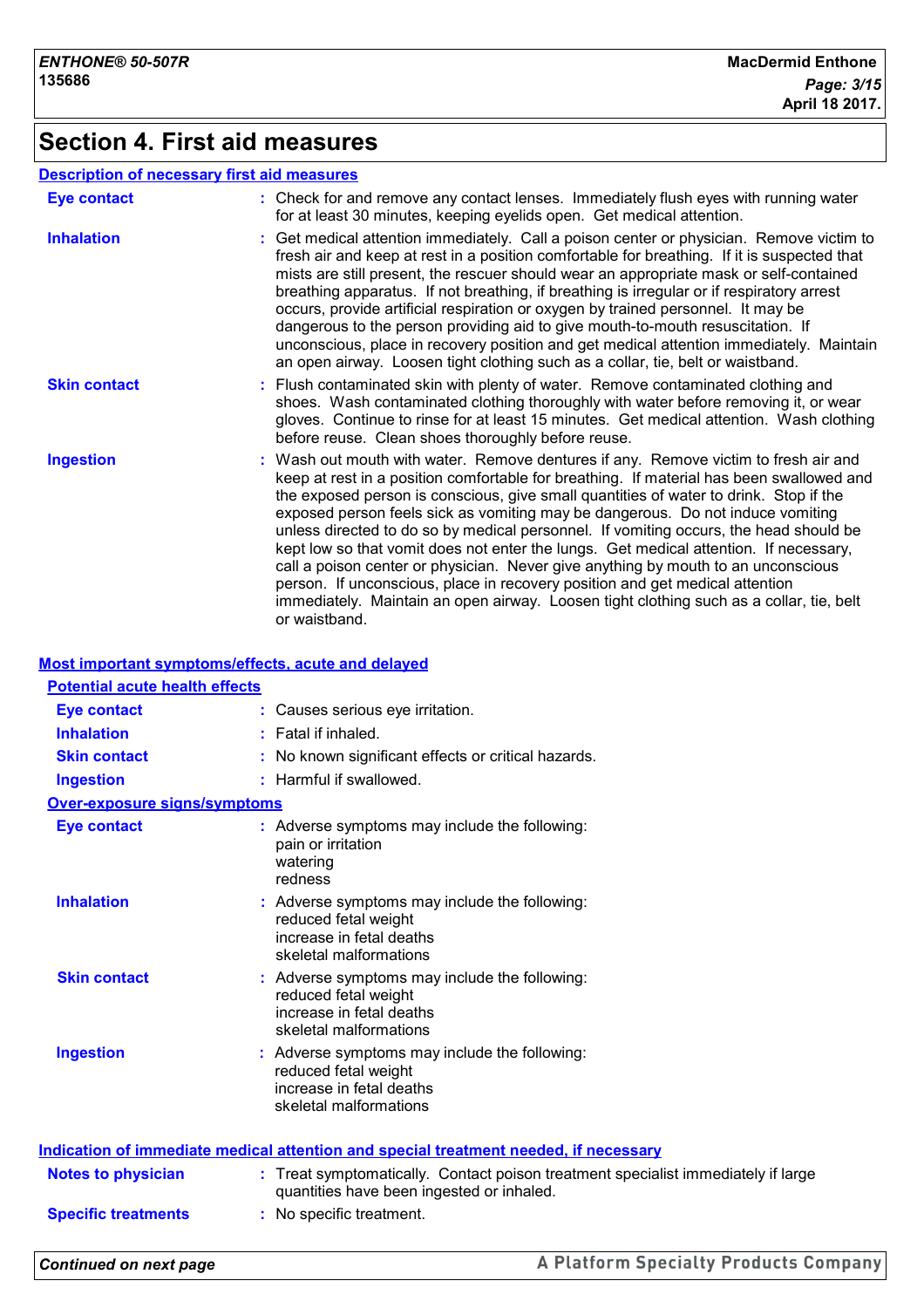# Section 4. First aid measures

### Description of necessary first aid measures

**Eye contact** : Check for and remove any contact lenses. Immediately flush eyes with running water for at least 30 minutes, keeping eyelids open. Get medical attention.

**Inhalation** : Get medical attention immediately. Call a poison center or physician. Remove victim to fresh air and keep at rest in a position comfortable for breathing. If it is suspected that mists are still present, the rescuer should wear an appropriate mask or self-contained breathing apparatus. If not breathing, if breathing is irregular or if respiratory arrest occurs, provide artificial respiration or oxygen by trained personnel. It may be dangerous to the person providing aid to give mouth-to-mouth resuscitation. If unconscious, place in recovery position and get medical attention immediately. Maintain an open airway. Loosen tight clothing such as a collar, tie, belt or waistband.

**Skin contact** : Flush contaminated skin with plenty of water. Remove contaminated clothing and shoes. Wash contaminated clothing thoroughly with water before removing it, or wear gloves. Continue to rinse for at least 15 minutes. Get medical attention. Wash clothing before reuse. Clean shoes thoroughly before reuse.

**Ingestion** : Wash out mouth with water. Remove dentures if any. Remove victim to fresh air and keep at rest in a position comfortable for breathing. If material has been swallowed and the exposed person is conscious, give small quantities of water to drink. Stop if the exposed person feels sick as vomiting may be dangerous. Do not induce vomiting unless directed to do so by medical personnel. If vomiting occurs, the head should be kept low so that vomit does not enter the lungs. Get medical attention. If necessary, call a poison center or physician. Never give anything by mouth to an unconscious person. If unconscious, place in recovery position and get medical attention immediately. Maintain an open airway. Loosen tight clothing such as a collar, tie, belt or waistband.

### Most important symptoms/effects, acute and delayed

#### Potential acute health effects

**Eye contact** : Causes serious eye irritation.

**Inhalation** : Fatal if inhaled.

**Skin contact** : No known significant effects or critical hazards.

**Ingestion** : Harmful if swallowed.

#### Over-exposure signs/symptoms

**Eye contact** : Adverse symptoms may include the following:
pain or irritation
watering
redness

**Inhalation** : Adverse symptoms may include the following:
reduced fetal weight
increase in fetal deaths
skeletal malformations

**Skin contact** : Adverse symptoms may include the following:
reduced fetal weight
increase in fetal deaths
skeletal malformations

**Ingestion** : Adverse symptoms may include the following:
reduced fetal weight
increase in fetal deaths
skeletal malformations

### Indication of immediate medical attention and special treatment needed, if necessary

**Notes to physician** : Treat symptomatically. Contact poison treatment specialist immediately if large quantities have been ingested or inhaled.

**Specific treatments** : No specific treatment.

*Continued on next page*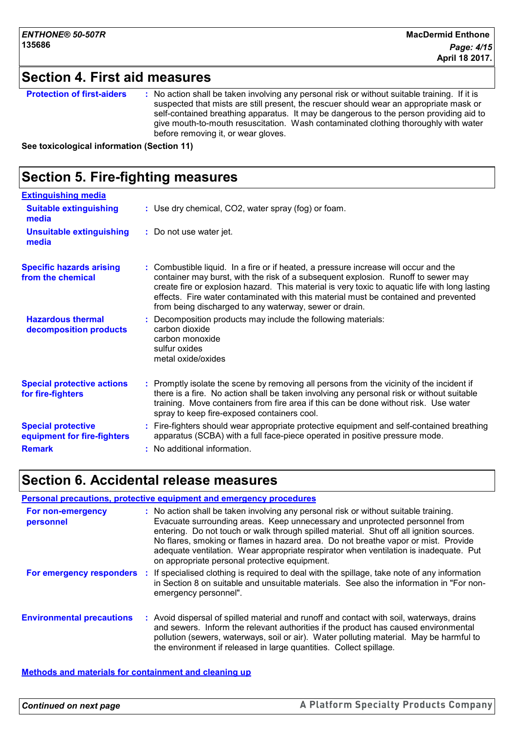## Section 4. First aid measures

**Protection of first-aiders** : No action shall be taken involving any personal risk or without suitable training. If it is suspected that mists are still present, the rescuer should wear an appropriate mask or self-contained breathing apparatus. It may be dangerous to the person providing aid to give mouth-to-mouth resuscitation. Wash contaminated clothing thoroughly with water before removing it, or wear gloves.

**See toxicological information (Section 11)**

## Section 5. Fire-fighting measures

**Extinguishing media**

**Suitable extinguishing media** : Use dry chemical, $CO_2$, water spray (fog) or foam.

**Unsuitable extinguishing media** : Do not use water jet.

**Specific hazards arising from the chemical** : Combustible liquid. In a fire or if heated, a pressure increase will occur and the container may burst, with the risk of a subsequent explosion. Runoff to sewer may create fire or explosion hazard. This material is very toxic to aquatic life with long lasting effects. Fire water contaminated with this material must be contained and prevented from being discharged to any waterway, sewer or drain.

**Hazardous thermal decomposition products** : Decomposition products may include the following materials:
carbon dioxide
carbon monoxide
sulfur oxides
metal oxide/oxides

**Special protective actions for fire-fighters** : Promptly isolate the scene by removing all persons from the vicinity of the incident if there is a fire. No action shall be taken involving any personal risk or without suitable training. Move containers from fire area if this can be done without risk. Use water spray to keep fire-exposed containers cool.

**Special protective equipment for fire-fighters** : Fire-fighters should wear appropriate protective equipment and self-contained breathing apparatus (SCBA) with a full face-piece operated in positive pressure mode.

**Remark** : No additional information.

## Section 6. Accidental release measures

**Personal precautions, protective equipment and emergency procedures**

**For non-emergency personnel** : No action shall be taken involving any personal risk or without suitable training. Evacuate surrounding areas. Keep unnecessary and unprotected personnel from entering. Do not touch or walk through spilled material. Shut off all ignition sources. No flares, smoking or flames in hazard area. Do not breathe vapor or mist. Provide adequate ventilation. Wear appropriate respirator when ventilation is inadequate. Put on appropriate personal protective equipment.

**For emergency responders** : If specialised clothing is required to deal with the spillage, take note of any information in Section 8 on suitable and unsuitable materials. See also the information in "For non-emergency personnel".

**Environmental precautions** : Avoid dispersal of spilled material and runoff and contact with soil, waterways, drains and sewers. Inform the relevant authorities if the product has caused environmental pollution (sewers, waterways, soil or air). Water polluting material. May be harmful to the environment if released in large quantities. Collect spillage.

**Methods and materials for containment and cleaning up**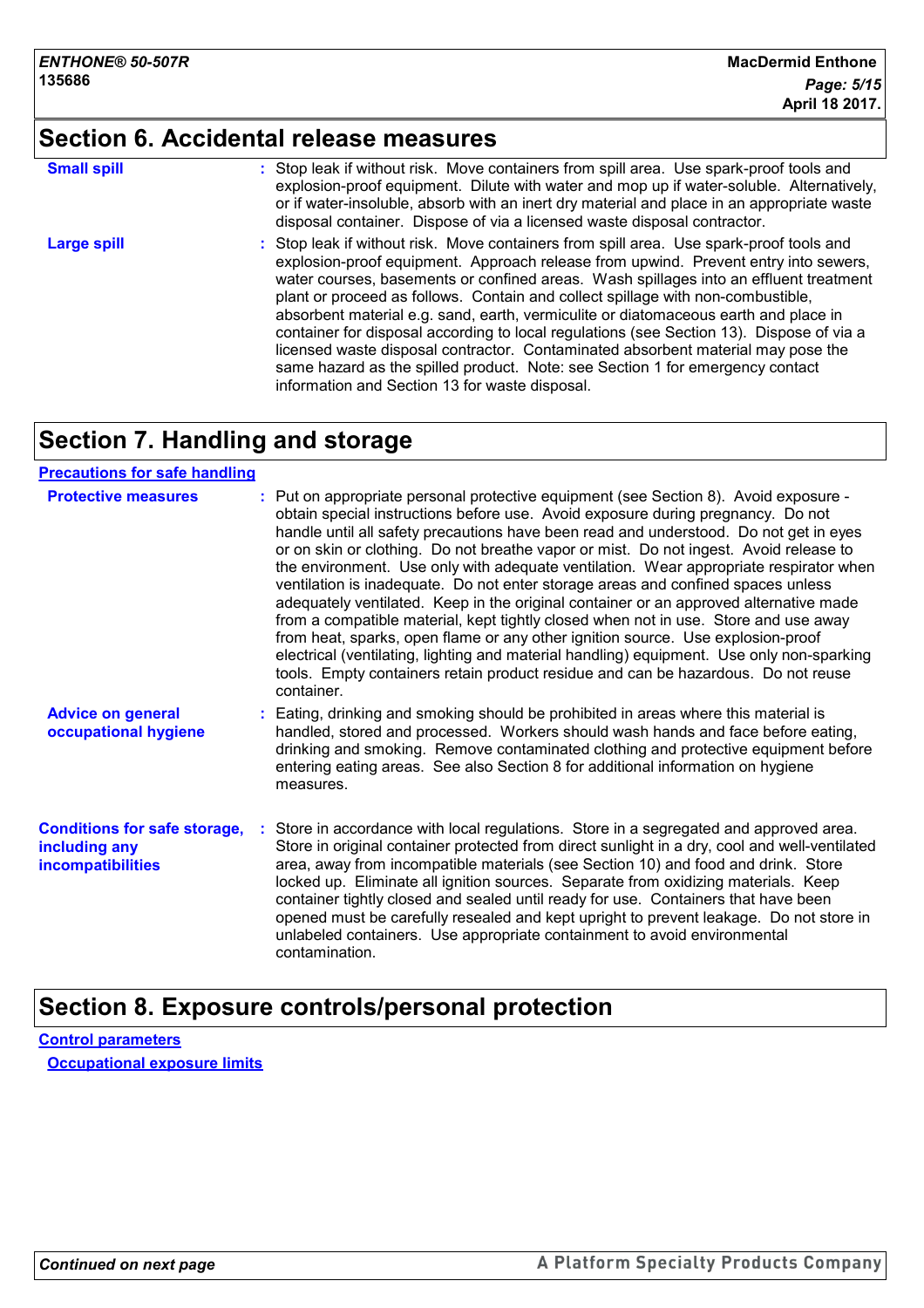## Section 6. Accidental release measures

**Small spill** : Stop leak if without risk. Move containers from spill area. Use spark-proof tools and explosion-proof equipment. Dilute with water and mop up if water-soluble. Alternatively, or if water-insoluble, absorb with an inert dry material and place in an appropriate waste disposal container. Dispose of via a licensed waste disposal contractor.

**Large spill** : Stop leak if without risk. Move containers from spill area. Use spark-proof tools and explosion-proof equipment. Approach release from upwind. Prevent entry into sewers, water courses, basements or confined areas. Wash spillages into an effluent treatment plant or proceed as follows. Contain and collect spillage with non-combustible, absorbent material e.g. sand, earth, vermiculite or diatomaceous earth and place in container for disposal according to local regulations (see Section 13). Dispose of via a licensed waste disposal contractor. Contaminated absorbent material may pose the same hazard as the spilled product. Note: see Section 1 for emergency contact information and Section 13 for waste disposal.

## Section 7. Handling and storage

**Precautions for safe handling**

**Protective measures** : Put on appropriate personal protective equipment (see Section 8). Avoid exposure - obtain special instructions before use. Avoid exposure during pregnancy. Do not handle until all safety precautions have been read and understood. Do not get in eyes or on skin or clothing. Do not breathe vapor or mist. Do not ingest. Avoid release to the environment. Use only with adequate ventilation. Wear appropriate respirator when ventilation is inadequate. Do not enter storage areas and confined spaces unless adequately ventilated. Keep in the original container or an approved alternative made from a compatible material, kept tightly closed when not in use. Store and use away from heat, sparks, open flame or any other ignition source. Use explosion-proof electrical (ventilating, lighting and material handling) equipment. Use only non-sparking tools. Empty containers retain product residue and can be hazardous. Do not reuse container.

**Advice on general occupational hygiene** : Eating, drinking and smoking should be prohibited in areas where this material is handled, stored and processed. Workers should wash hands and face before eating, drinking and smoking. Remove contaminated clothing and protective equipment before entering eating areas. See also Section 8 for additional information on hygiene measures.

**Conditions for safe storage, including any incompatibilities** : Store in accordance with local regulations. Store in a segregated and approved area. Store in original container protected from direct sunlight in a dry, cool and well-ventilated area, away from incompatible materials (see Section 10) and food and drink. Store locked up. Eliminate all ignition sources. Separate from oxidizing materials. Keep container tightly closed and sealed until ready for use. Containers that have been opened must be carefully resealed and kept upright to prevent leakage. Do not store in unlabeled containers. Use appropriate containment to avoid environmental contamination.

## Section 8. Exposure controls/personal protection

**Control parameters**

**Occupational exposure limits**

*Continued on next page*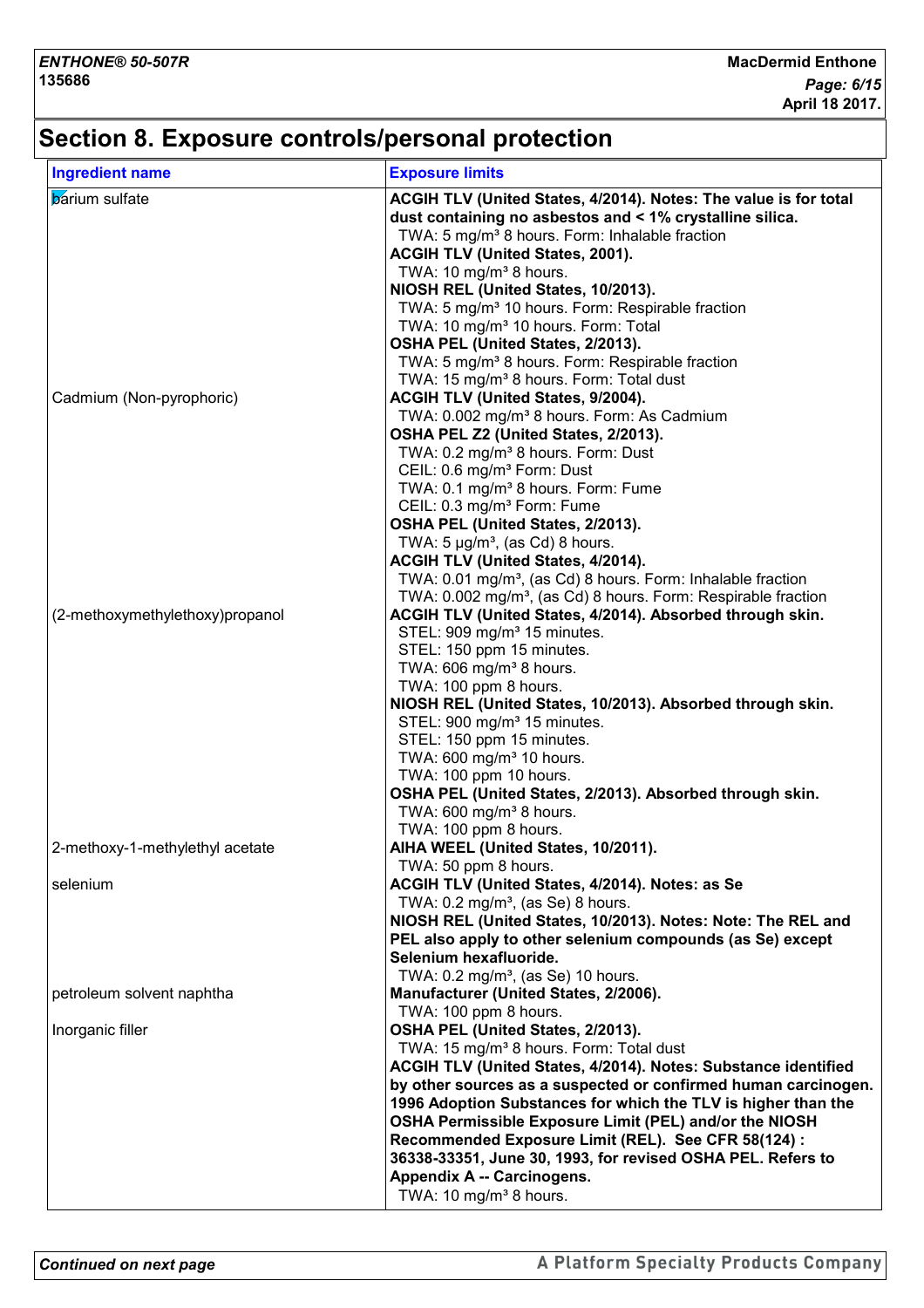# Section 8. Exposure controls/personal protection

| Ingredient name | Exposure limits |
| --- | --- |
| barium sulfate | **ACGIH TLV (United States, 4/2014). Notes: The value is for total dust containing no asbestos and < 1% crystalline silica.**<br>TWA: 5 mg/m³ 8 hours. Form: Inhalable fraction<br>**ACGIH TLV (United States, 2001).**<br>TWA: 10 mg/m³ 8 hours.<br>**NIOSH REL (United States, 10/2013).**<br>TWA: 5 mg/m³ 10 hours. Form: Respirable fraction<br>TWA: 10 mg/m³ 10 hours. Form: Total<br>**OSHA PEL (United States, 2/2013).**<br>TWA: 5 mg/m³ 8 hours. Form: Respirable fraction<br>TWA: 15 mg/m³ 8 hours. Form: Total dust |
| Cadmium (Non-pyrophoric) | **ACGIH TLV (United States, 9/2004).**<br>TWA: 0.002 mg/m³ 8 hours. Form: As Cadmium<br>**OSHA PEL Z2 (United States, 2/2013).**<br>TWA: 0.2 mg/m³ 8 hours. Form: Dust<br>CEIL: 0.6 mg/m³ Form: Dust<br>TWA: 0.1 mg/m³ 8 hours. Form: Fume<br>CEIL: 0.3 mg/m³ Form: Fume<br>**OSHA PEL (United States, 2/2013).**<br>TWA: 5 µg/m³, (as Cd) 8 hours.<br>**ACGIH TLV (United States, 4/2014).**<br>TWA: 0.01 mg/m³, (as Cd) 8 hours. Form: Inhalable fraction<br>TWA: 0.002 mg/m³, (as Cd) 8 hours. Form: Respirable fraction |
| (2-methoxymethylethoxy)propanol | **ACGIH TLV (United States, 4/2014). Absorbed through skin.**<br>STEL: 909 mg/m³ 15 minutes.<br>STEL: 150 ppm 15 minutes.<br>TWA: 606 mg/m³ 8 hours.<br>TWA: 100 ppm 8 hours.<br>**NIOSH REL (United States, 10/2013). Absorbed through skin.**<br>STEL: 900 mg/m³ 15 minutes.<br>STEL: 150 ppm 15 minutes.<br>TWA: 600 mg/m³ 10 hours.<br>TWA: 100 ppm 10 hours.<br>**OSHA PEL (United States, 2/2013). Absorbed through skin.**<br>TWA: 600 mg/m³ 8 hours.<br>TWA: 100 ppm 8 hours. |
| 2-methoxy-1-methylethyl acetate | **AIHA WEEL (United States, 10/2011).**<br>TWA: 50 ppm 8 hours. |
| selenium | **ACGIH TLV (United States, 4/2014). Notes: as Se**<br>TWA: 0.2 mg/m³, (as Se) 8 hours.<br>**NIOSH REL (United States, 10/2013). Notes: Note: The REL and PEL also apply to other selenium compounds (as Se) except Selenium hexafluoride.**<br>TWA: 0.2 mg/m³, (as Se) 10 hours. |
| petroleum solvent naphtha | **Manufacturer (United States, 2/2006).**<br>TWA: 100 ppm 8 hours. |
| Inorganic filler | **OSHA PEL (United States, 2/2013).**<br>TWA: 15 mg/m³ 8 hours. Form: Total dust<br>**ACGIH TLV (United States, 4/2014). Notes: Substance identified by other sources as a suspected or confirmed human carcinogen. 1996 Adoption Substances for which the TLV is higher than the OSHA Permissible Exposure Limit (PEL) and/or the NIOSH Recommended Exposure Limit (REL). See CFR 58(124) : 36338-33351, June 30, 1993, for revised OSHA PEL. Refers to Appendix A -- Carcinogens.**<br>TWA: 10 mg/m³ 8 hours. |

*Continued on next page*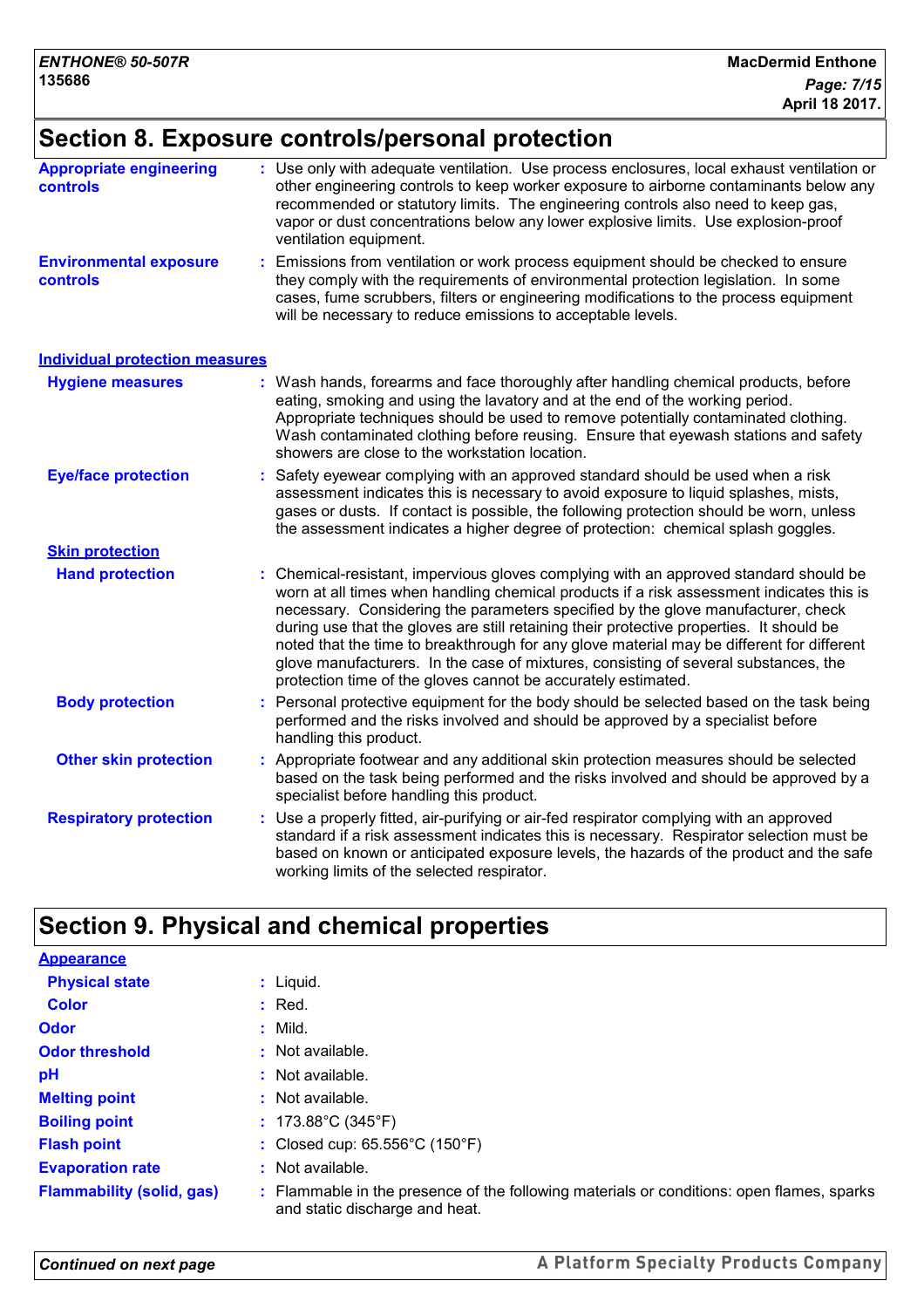## Section 8. Exposure controls/personal protection

**Appropriate engineering controls** : Use only with adequate ventilation. Use process enclosures, local exhaust ventilation or other engineering controls to keep worker exposure to airborne contaminants below any recommended or statutory limits. The engineering controls also need to keep gas, vapor or dust concentrations below any lower explosive limits. Use explosion-proof ventilation equipment.

**Environmental exposure controls** : Emissions from ventilation or work process equipment should be checked to ensure they comply with the requirements of environmental protection legislation. In some cases, fume scrubbers, filters or engineering modifications to the process equipment will be necessary to reduce emissions to acceptable levels.

### Individual protection measures

**Hygiene measures** : Wash hands, forearms and face thoroughly after handling chemical products, before eating, smoking and using the lavatory and at the end of the working period. Appropriate techniques should be used to remove potentially contaminated clothing. Wash contaminated clothing before reusing. Ensure that eyewash stations and safety showers are close to the workstation location.

**Eye/face protection** : Safety eyewear complying with an approved standard should be used when a risk assessment indicates this is necessary to avoid exposure to liquid splashes, mists, gases or dusts. If contact is possible, the following protection should be worn, unless the assessment indicates a higher degree of protection: chemical splash goggles.

#### Skin protection

**Hand protection** : Chemical-resistant, impervious gloves complying with an approved standard should be worn at all times when handling chemical products if a risk assessment indicates this is necessary. Considering the parameters specified by the glove manufacturer, check during use that the gloves are still retaining their protective properties. It should be noted that the time to breakthrough for any glove material may be different for different glove manufacturers. In the case of mixtures, consisting of several substances, the protection time of the gloves cannot be accurately estimated.

**Body protection** : Personal protective equipment for the body should be selected based on the task being performed and the risks involved and should be approved by a specialist before handling this product.

**Other skin protection** : Appropriate footwear and any additional skin protection measures should be selected based on the task being performed and the risks involved and should be approved by a specialist before handling this product.

**Respiratory protection** : Use a properly fitted, air-purifying or air-fed respirator complying with an approved standard if a risk assessment indicates this is necessary. Respirator selection must be based on known or anticipated exposure levels, the hazards of the product and the safe working limits of the selected respirator.

## Section 9. Physical and chemical properties

### Appearance

**Physical state** : Liquid.

**Color** : Red.

**Odor** : Mild.

**Odor threshold** : Not available.

**pH** : Not available.

**Melting point** : Not available.

**Boiling point** : 173.88°C (345°F)

**Flash point** : Closed cup: 65.556°C (150°F)

**Evaporation rate** : Not available.

**Flammability (solid, gas)** : Flammable in the presence of the following materials or conditions: open flames, sparks and static discharge and heat.

*Continued on next page*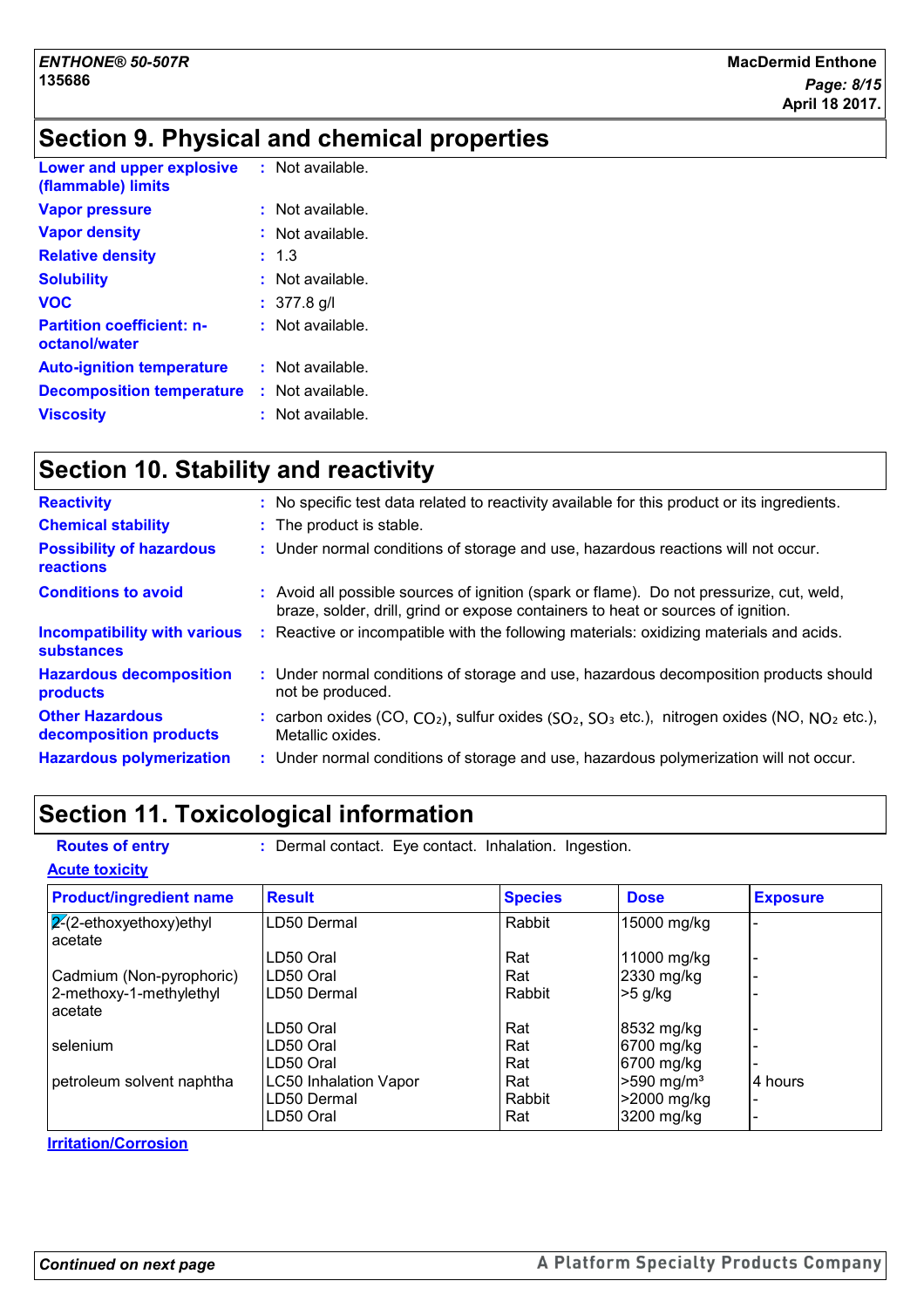## Section 9. Physical and chemical properties

**Lower and upper explosive (flammable) limits** : Not available.

**Vapor pressure** : Not available.

**Vapor density** : Not available.

**Relative density** : 1.3

**Solubility** : Not available.

**VOC** : 377.8 g/l

**Partition coefficient: n-octanol/water** : Not available.

**Auto-ignition temperature** : Not available.

**Decomposition temperature** : Not available.

**Viscosity** : Not available.

## Section 10. Stability and reactivity

**Reactivity** : No specific test data related to reactivity available for this product or its ingredients.

**Chemical stability** : The product is stable.

**Possibility of hazardous reactions** : Under normal conditions of storage and use, hazardous reactions will not occur.

**Conditions to avoid** : Avoid all possible sources of ignition (spark or flame). Do not pressurize, cut, weld, braze, solder, drill, grind or expose containers to heat or sources of ignition.

**Incompatibility with various substances** : Reactive or incompatible with the following materials: oxidizing materials and acids.

**Hazardous decomposition products** : Under normal conditions of storage and use, hazardous decomposition products should not be produced.

**Other Hazardous decomposition products** : carbon oxides (CO, $CO_2$), sulfur oxides ($SO_2$, $SO_3$ etc.), nitrogen oxides (NO, $NO_2$ etc.), Metallic oxides.

**Hazardous polymerization** : Under normal conditions of storage and use, hazardous polymerization will not occur.

## Section 11. Toxicological information

**Routes of entry** : Dermal contact. Eye contact. Inhalation. Ingestion.

**Acute toxicity**

| Product/ingredient name | Result | Species | Dose | Exposure |
|---|---|---|---|---|
| 2-(2-ethoxyethoxy)ethyl acetate | LD50 Dermal | Rabbit | 15000 mg/kg | - |
| | LD50 Oral | Rat | 11000 mg/kg | - |
| Cadmium (Non-pyrophoric) | LD50 Oral | Rat | 2330 mg/kg | - |
| 2-methoxy-1-methylethyl acetate | LD50 Dermal | Rabbit | >5 g/kg | - |
| | LD50 Oral | Rat | 8532 mg/kg | - |
| selenium | LD50 Oral | Rat | 6700 mg/kg | - |
| | LD50 Oral | Rat | 6700 mg/kg | - |
| petroleum solvent naphtha | LC50 Inhalation Vapor | Rat | >590 mg/m³ | 4 hours |
| | LD50 Dermal | Rabbit | >2000 mg/kg | - |
| | LD50 Oral | Rat | 3200 mg/kg | - |

**Irritation/Corrosion**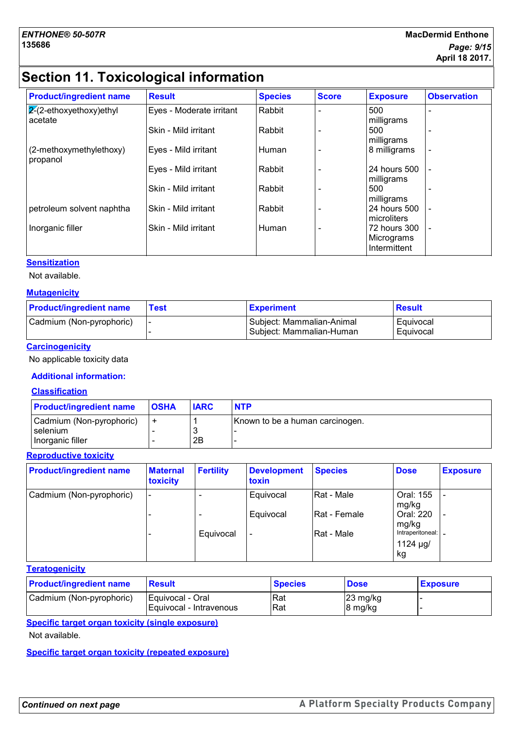## Section 11. Toxicological information

| Product/ingredient name | Result | Species | Score | Exposure | Observation |
|---|---|---|---|---|---|
| 2-(2-ethoxyethoxy)ethyl acetate | Eyes - Moderate irritant | Rabbit | - | 500 milligrams | - |
| | Skin - Mild irritant | Rabbit | - | 500 milligrams | - |
| (2-methoxymethylethoxy) propanol | Eyes - Mild irritant | Human | - | 8 milligrams | - |
| | Eyes - Mild irritant | Rabbit | - | 24 hours 500 milligrams | - |
| | Skin - Mild irritant | Rabbit | - | 500 milligrams | - |
| petroleum solvent naphtha | Skin - Mild irritant | Rabbit | - | 24 hours 500 microliters | - |
| Inorganic filler | Skin - Mild irritant | Human | - | 72 hours 300 Micrograms Intermittent | - |

**Sensitization**

Not available.

**Mutagenicity**

| Product/ingredient name | Test | Experiment | Result |
|---|---|---|---|
| Cadmium (Non-pyrophoric) | - | Subject: Mammalian-Animal | Equivocal |
| | - | Subject: Mammalian-Human | Equivocal |

**Carcinogenicity**

No applicable toxicity data

**Additional information:**

**Classification**

| Product/ingredient name | OSHA | IARC | NTP |
|---|---|---|---|
| Cadmium (Non-pyrophoric) | + | 1 | Known to be a human carcinogen. |
| selenium | - | 3 | - |
| Inorganic filler | - | 2B | - |

**Reproductive toxicity**

| Product/ingredient name | Maternal toxicity | Fertility | Development toxin | Species | Dose | Exposure |
|---|---|---|---|---|---|---|
| Cadmium (Non-pyrophoric) | - | - | Equivocal | Rat - Male | Oral: 155 mg/kg | - |
| | - | - | Equivocal | Rat - Female | Oral: 220 mg/kg | - |
| | - | Equivocal | - | Rat - Male | Intraperitoneal: 1124 µg/kg | - |

**Teratogenicity**

| Product/ingredient name | Result | Species | Dose | Exposure |
|---|---|---|---|---|
| Cadmium (Non-pyrophoric) | Equivocal - Oral | Rat | 23 mg/kg | - |
| | Equivocal - Intravenous | Rat | 8 mg/kg | - |

**Specific target organ toxicity (single exposure)**

Not available.

**Specific target organ toxicity (repeated exposure)**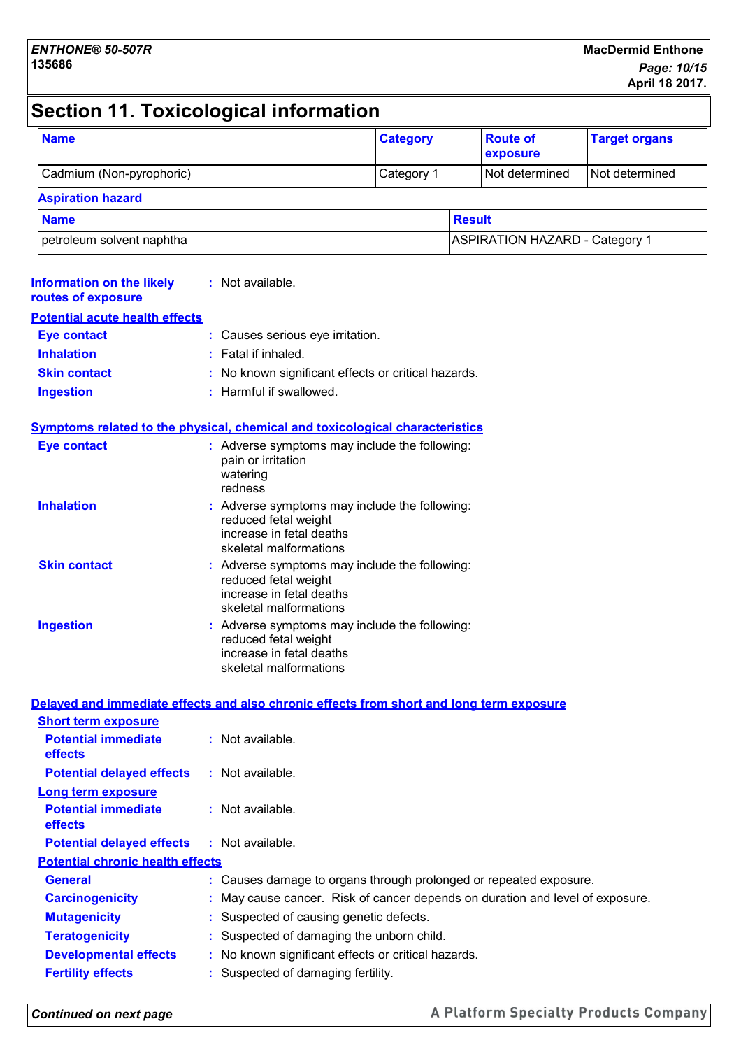# Section 11. Toxicological information

| Name | Category | Route of exposure | Target organs |
|---|---|---|---|
| Cadmium (Non-pyrophoric) | Category 1 | Not determined | Not determined |

**Aspiration hazard**

| Name | Result |
|---|---|
| petroleum solvent naphtha | ASPIRATION HAZARD - Category 1 |

**Information on the likely routes of exposure** : Not available.

**Potential acute health effects**

**Eye contact** : Causes serious eye irritation.
**Inhalation** : Fatal if inhaled.
**Skin contact** : No known significant effects or critical hazards.
**Ingestion** : Harmful if swallowed.

**Symptoms related to the physical, chemical and toxicological characteristics**

**Eye contact** : Adverse symptoms may include the following:
pain or irritation
watering
redness

**Inhalation** : Adverse symptoms may include the following:
reduced fetal weight
increase in fetal deaths
skeletal malformations

**Skin contact** : Adverse symptoms may include the following:
reduced fetal weight
increase in fetal deaths
skeletal malformations

**Ingestion** : Adverse symptoms may include the following:
reduced fetal weight
increase in fetal deaths
skeletal malformations

**Delayed and immediate effects and also chronic effects from short and long term exposure**

**Short term exposure**

**Potential immediate effects** : Not available.
**Potential delayed effects** : Not available.

**Long term exposure**

**Potential immediate effects** : Not available.
**Potential delayed effects** : Not available.

**Potential chronic health effects**

**General** : Causes damage to organs through prolonged or repeated exposure.
**Carcinogenicity** : May cause cancer. Risk of cancer depends on duration and level of exposure.
**Mutagenicity** : Suspected of causing genetic defects.
**Teratogenicity** : Suspected of damaging the unborn child.
**Developmental effects** : No known significant effects or critical hazards.
**Fertility effects** : Suspected of damaging fertility.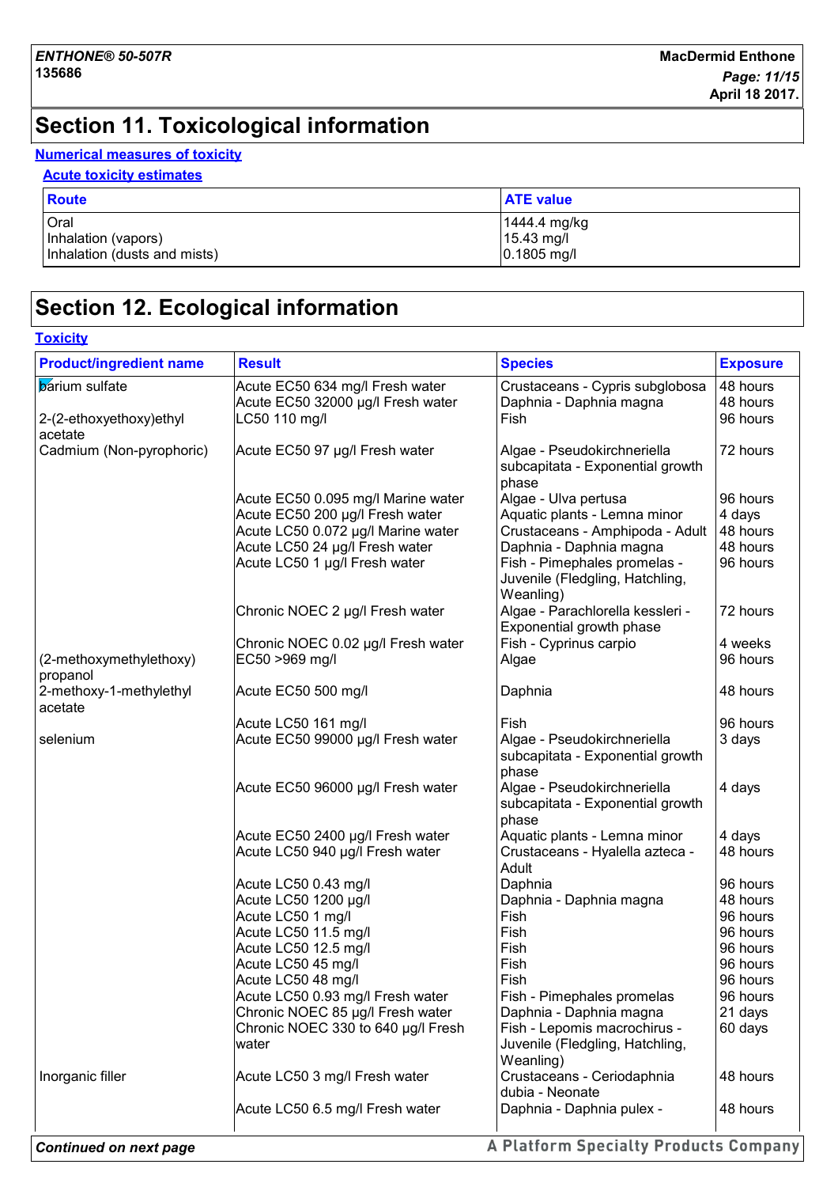# Section 11. Toxicological information

**Numerical measures of toxicity**

**Acute toxicity estimates**

| Route | ATE value |
|---|---|
| Oral<br>Inhalation (vapors)<br>Inhalation (dusts and mists) | 1444.4 mg/kg<br>15.43 mg/l<br>0.1805 mg/l |

# Section 12. Ecological information

**Toxicity**

| Product/ingredient name | Result | Species | Exposure |
|---|---|---|---|
| barium sulfate | Acute EC50 634 mg/l Fresh water | Crustaceans - Cypris subglobosa | 48 hours |
| | Acute EC50 32000 µg/l Fresh water | Daphnia - Daphnia magna | 48 hours |
| 2-(2-ethoxyethoxy)ethyl acetate | LC50 110 mg/l | Fish | 96 hours |
| Cadmium (Non-pyrophoric) | Acute EC50 97 µg/l Fresh water | Algae - Pseudokirchneriella subcapitata - Exponential growth phase | 72 hours |
| | Acute EC50 0.095 mg/l Marine water | Algae - Ulva pertusa | 96 hours |
| | Acute EC50 200 µg/l Fresh water | Aquatic plants - Lemna minor | 4 days |
| | Acute LC50 0.072 µg/l Marine water | Crustaceans - Amphipoda - Adult | 48 hours |
| | Acute LC50 24 µg/l Fresh water | Daphnia - Daphnia magna | 48 hours |
| | Acute LC50 1 µg/l Fresh water | Fish - Pimephales promelas - Juvenile (Fledgling, Hatchling, Weanling) | 96 hours |
| | Chronic NOEC 2 µg/l Fresh water | Algae - Parachlorella kessleri - Exponential growth phase | 72 hours |
| | Chronic NOEC 0.02 µg/l Fresh water | Fish - Cyprinus carpio | 4 weeks |
| (2-methoxymethylethoxy) propanol | EC50 >969 mg/l | Algae | 96 hours |
| 2-methoxy-1-methylethyl acetate | Acute EC50 500 mg/l | Daphnia | 48 hours |
| | Acute LC50 161 mg/l | Fish | 96 hours |
| selenium | Acute EC50 99000 µg/l Fresh water | Algae - Pseudokirchneriella subcapitata - Exponential growth phase | 3 days |
| | Acute EC50 96000 µg/l Fresh water | Algae - Pseudokirchneriella subcapitata - Exponential growth phase | 4 days |
| | Acute EC50 2400 µg/l Fresh water | Aquatic plants - Lemna minor | 4 days |
| | Acute LC50 940 µg/l Fresh water | Crustaceans - Hyalella azteca - Adult | 48 hours |
| | Acute LC50 0.43 mg/l | Daphnia | 96 hours |
| | Acute LC50 1200 µg/l | Daphnia - Daphnia magna | 48 hours |
| | Acute LC50 1 mg/l | Fish | 96 hours |
| | Acute LC50 11.5 mg/l | Fish | 96 hours |
| | Acute LC50 12.5 mg/l | Fish | 96 hours |
| | Acute LC50 45 mg/l | Fish | 96 hours |
| | Acute LC50 48 mg/l | Fish | 96 hours |
| | Acute LC50 0.93 mg/l Fresh water | Fish - Pimephales promelas | 96 hours |
| | Chronic NOEC 85 µg/l Fresh water | Daphnia - Daphnia magna | 21 days |
| | Chronic NOEC 330 to 640 µg/l Fresh water | Fish - Lepomis macrochirus - Juvenile (Fledgling, Hatchling, Weanling) | 60 days |
| Inorganic filler | Acute LC50 3 mg/l Fresh water | Crustaceans - Ceriodaphnia dubia - Neonate | 48 hours |
| | Acute LC50 6.5 mg/l Fresh water | Daphnia - Daphnia pulex - | 48 hours |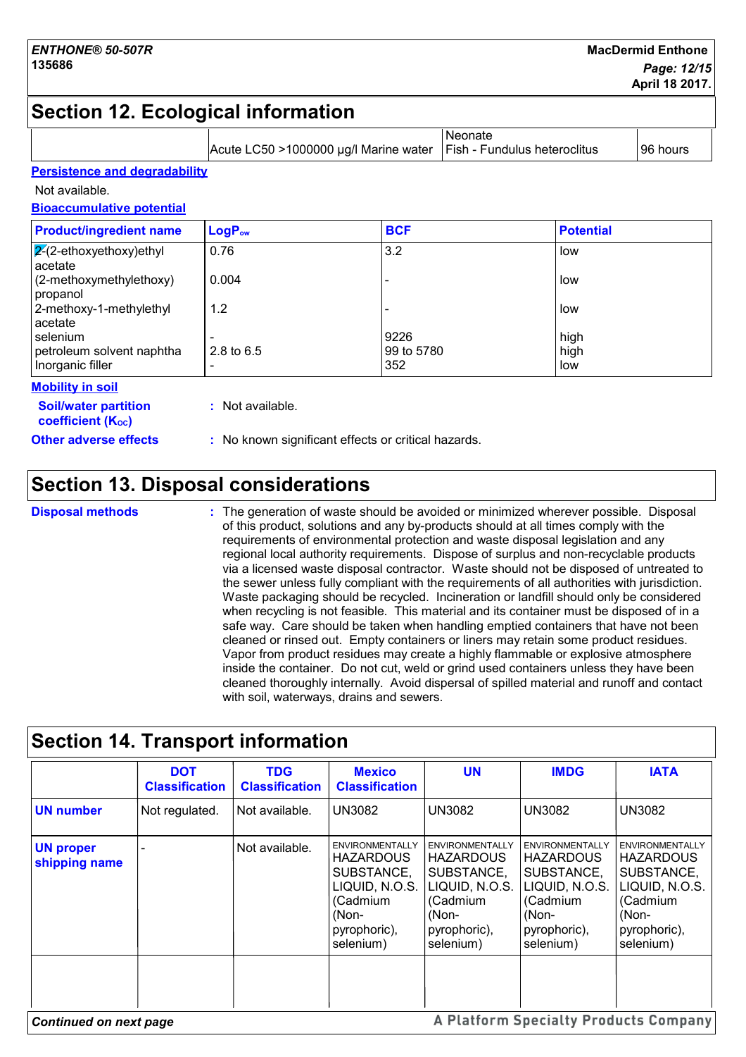# Section 12. Ecological information

| | | | |
|---|---|---|---|
| | Acute LC50 >1000000 µg/l Marine water | Neonate Fish - Fundulus heteroclitus | 96 hours |

**Persistence and degradability**

Not available.

**Bioaccumulative potential**

| Product/ingredient name | $LogP_{ow}$ | BCF | Potential |
|---|---|---|---|
| 2-(2-ethoxyethoxy)ethyl acetate | 0.76 | 3.2 | low |
| (2-methoxymethylethoxy) propanol | 0.004 | - | low |
| 2-methoxy-1-methylethyl acetate | 1.2 | - | low |
| selenium | - | 9226 | high |
| petroleum solvent naphtha | 2.8 to 6.5 | 99 to 5780 | high |
| Inorganic filler | - | 352 | low |

**Mobility in soil**

**Soil/water partition coefficient ($K_{OC}$)** : Not available.

**Other adverse effects** : No known significant effects or critical hazards.

# Section 13. Disposal considerations

**Disposal methods** : The generation of waste should be avoided or minimized wherever possible. Disposal of this product, solutions and any by-products should at all times comply with the requirements of environmental protection and waste disposal legislation and any regional local authority requirements. Dispose of surplus and non-recyclable products via a licensed waste disposal contractor. Waste should not be disposed of untreated to the sewer unless fully compliant with the requirements of all authorities with jurisdiction. Waste packaging should be recycled. Incineration or landfill should only be considered when recycling is not feasible. This material and its container must be disposed of in a safe way. Care should be taken when handling emptied containers that have not been cleaned or rinsed out. Empty containers or liners may retain some product residues. Vapor from product residues may create a highly flammable or explosive atmosphere inside the container. Do not cut, weld or grind used containers unless they have been cleaned thoroughly internally. Avoid dispersal of spilled material and runoff and contact with soil, waterways, drains and sewers.

# Section 14. Transport information

| | DOT Classification | TDG Classification | Mexico Classification | UN | IMDG | IATA |
|---|---|---|---|---|---|---|
| **UN number** | Not regulated. | Not available. | UN3082 | UN3082 | UN3082 | UN3082 |
| **UN proper shipping name** | - | Not available. | ENVIRONMENTALLY HAZARDOUS SUBSTANCE, LIQUID, N.O.S. (Cadmium (Non-pyrophoric), selenium) | ENVIRONMENTALLY HAZARDOUS SUBSTANCE, LIQUID, N.O.S. (Cadmium (Non-pyrophoric), selenium) | ENVIRONMENTALLY HAZARDOUS SUBSTANCE, LIQUID, N.O.S. (Cadmium (Non-pyrophoric), selenium) | ENVIRONMENTALLY HAZARDOUS SUBSTANCE, LIQUID, N.O.S. (Cadmium (Non-pyrophoric), selenium) |
| | | | | | | |

*Continued on next page*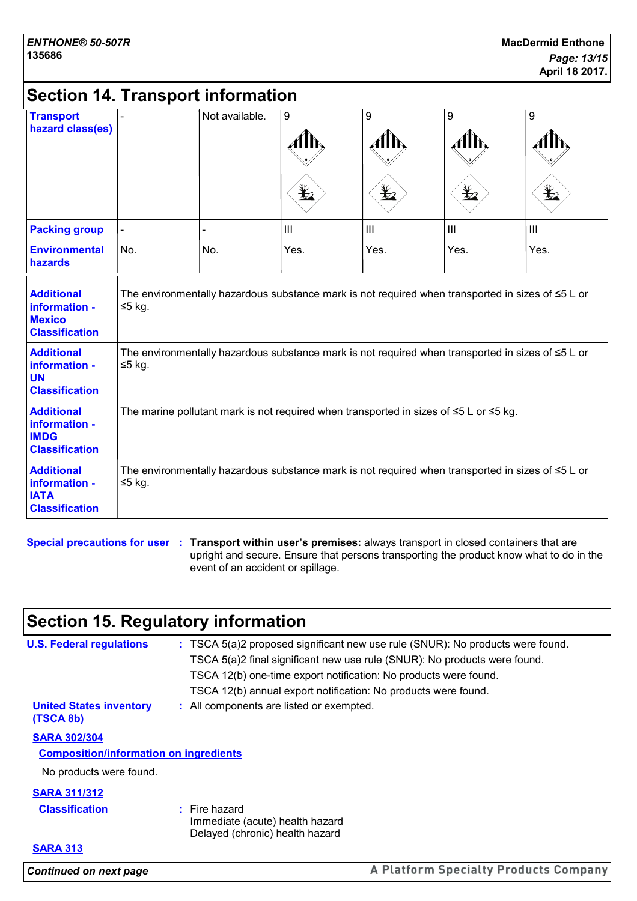## Section 14. Transport information

| | | | | | | |
|---|---|---|---|---|---|---|
| **Transport hazard class(es)** | - | Not available. | 9 | 9 | 9 | 9 |
| **Packing group** | - | - | III | III | III | III |
| **Environmental hazards** | No. | No. | Yes. | Yes. | Yes. | Yes. |

| | |
|---|---|
| **Additional information - Mexico Classification** | The environmentally hazardous substance mark is not required when transported in sizes of ≤5 L or ≤5 kg. |
| **Additional information - UN Classification** | The environmentally hazardous substance mark is not required when transported in sizes of ≤5 L or ≤5 kg. |
| **Additional information - IMDG Classification** | The marine pollutant mark is not required when transported in sizes of ≤5 L or ≤5 kg. |
| **Additional information - IATA Classification** | The environmentally hazardous substance mark is not required when transported in sizes of ≤5 L or ≤5 kg. |

**Special precautions for user** : **Transport within user's premises:** always transport in closed containers that are upright and secure. Ensure that persons transporting the product know what to do in the event of an accident or spillage.

## Section 15. Regulatory information

**U.S. Federal regulations** : TSCA 5(a)2 proposed significant new use rule (SNUR): No products were found.
TSCA 5(a)2 final significant new use rule (SNUR): No products were found.
TSCA 12(b) one-time export notification: No products were found.
TSCA 12(b) annual export notification: No products were found.

**United States inventory (TSCA 8b)** : All components are listed or exempted.

**SARA 302/304**

**Composition/information on ingredients**

No products were found.

**SARA 311/312**

**Classification** : Fire hazard
Immediate (acute) health hazard
Delayed (chronic) health hazard

**SARA 313**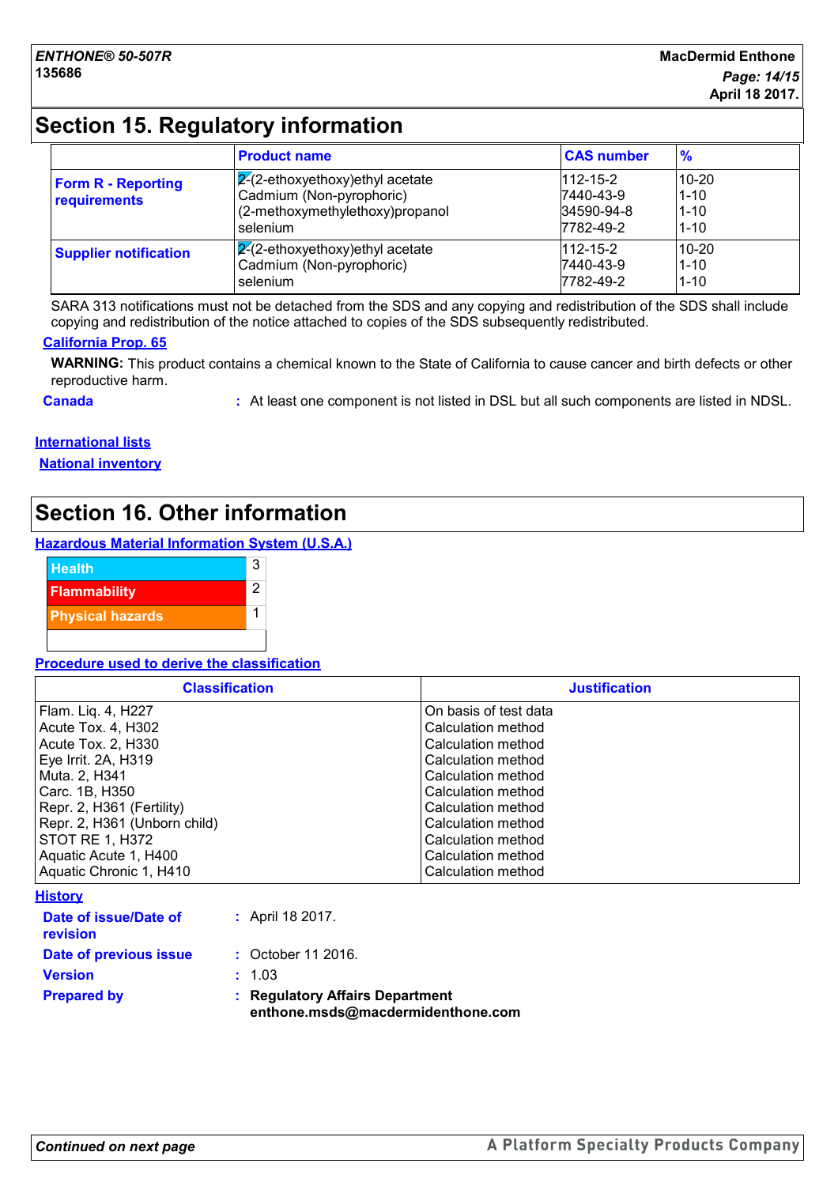## Section 15. Regulatory information

| | Product name | CAS number | % |
|---|---|---|---|
| **Form R - Reporting requirements** | 2-(2-ethoxyethoxy)ethyl acetate<br>Cadmium (Non-pyrophoric)<br>(2-methoxymethylethoxy)propanol<br>selenium | 112-15-2<br>7440-43-9<br>34590-94-8<br>7782-49-2 | 10-20<br>1-10<br>1-10<br>1-10 |
| **Supplier notification** | 2-(2-ethoxyethoxy)ethyl acetate<br>Cadmium (Non-pyrophoric)<br>selenium | 112-15-2<br>7440-43-9<br>7782-49-2 | 10-20<br>1-10<br>1-10 |

SARA 313 notifications must not be detached from the SDS and any copying and redistribution of the SDS shall include copying and redistribution of the notice attached to copies of the SDS subsequently redistributed.

**California Prop. 65**

**WARNING:** This product contains a chemical known to the State of California to cause cancer and birth defects or other reproductive harm.

**Canada** : At least one component is not listed in DSL but all such components are listed in NDSL.

**International lists**

**National inventory**

## Section 16. Other information

**Hazardous Material Information System (U.S.A.)**

| | |
|---|---|
| Health | 3 |
| Flammability | 2 |
| Physical hazards | 1 |

**Procedure used to derive the classification**

| Classification | Justification |
|---|---|
| Flam. Liq. 4, H227 | On basis of test data |
| Acute Tox. 4, H302 | Calculation method |
| Acute Tox. 2, H330 | Calculation method |
| Eye Irrit. 2A, H319 | Calculation method |
| Muta. 2, H341 | Calculation method |
| Carc. 1B, H350 | Calculation method |
| Repr. 2, H361 (Fertility) | Calculation method |
| Repr. 2, H361 (Unborn child) | Calculation method |
| STOT RE 1, H372 | Calculation method |
| Aquatic Acute 1, H400 | Calculation method |
| Aquatic Chronic 1, H410 | Calculation method |

**History**

**Date of issue/Date of revision** : April 18 2017.

**Date of previous issue** : October 11 2016.

**Version** : 1.03

**Prepared by** : **Regulatory Affairs Department**
**enthone.msds@macdermidenthone.com**

*Continued on next page*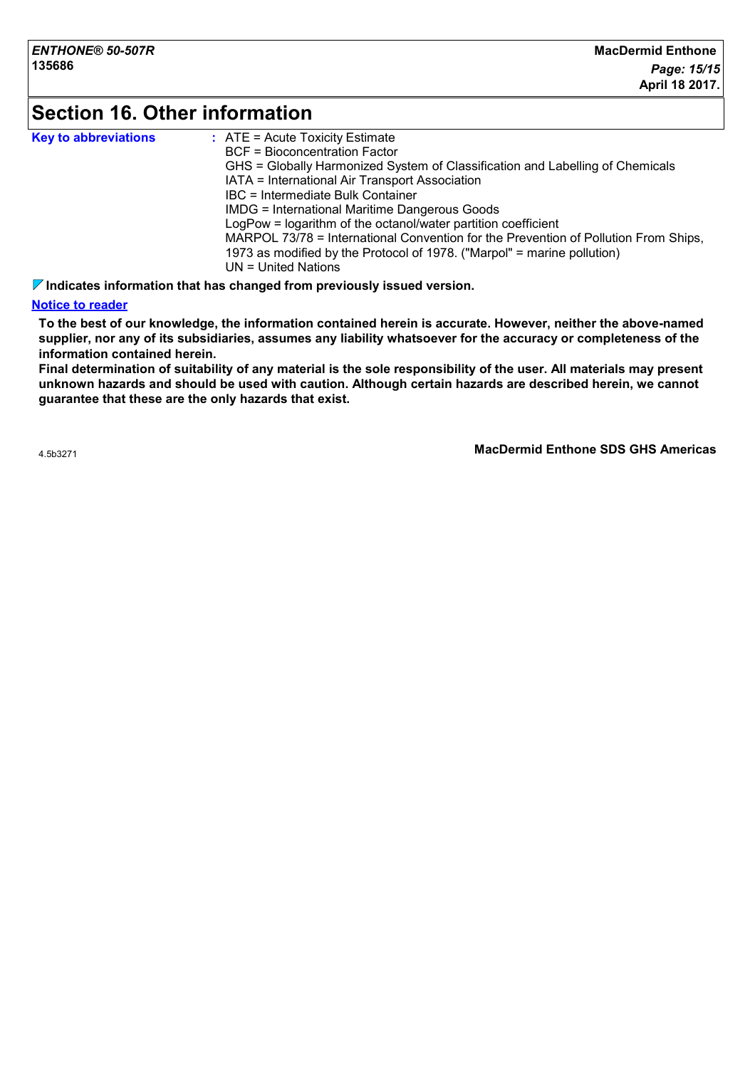## Section 16. Other information

**Key to abbreviations** : ATE = Acute Toxicity Estimate
BCF = Bioconcentration Factor
GHS = Globally Harmonized System of Classification and Labelling of Chemicals
IATA = International Air Transport Association
IBC = Intermediate Bulk Container
IMDG = International Maritime Dangerous Goods
LogPow = logarithm of the octanol/water partition coefficient
MARPOL 73/78 = International Convention for the Prevention of Pollution From Ships, 1973 as modified by the Protocol of 1978. ("Marpol" = marine pollution)
UN = United Nations

**Indicates information that has changed from previously issued version.**

**Notice to reader**

**To the best of our knowledge, the information contained herein is accurate. However, neither the above-named supplier, nor any of its subsidiaries, assumes any liability whatsoever for the accuracy or completeness of the information contained herein.**

**Final determination of suitability of any material is the sole responsibility of the user. All materials may present unknown hazards and should be used with caution. Although certain hazards are described herein, we cannot guarantee that these are the only hazards that exist.**